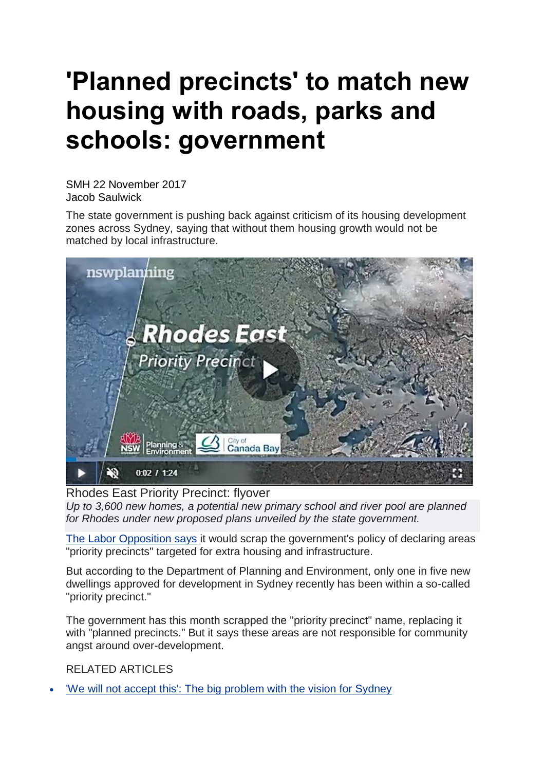# 'Planned precincts' to match new housing with roads, parks and schools: government

SMH 22 November 2017
Jacob Saulwick

The state government is pushing back against criticism of its housing development zones across Sydney, saying that without them housing growth would not be matched by local infrastructure.

Rhodes East Priority Precinct: flyover

*Up to 3,600 new homes, a potential new primary school and river pool are planned for Rhodes under new proposed plans unveiled by the state government.*

[The Labor Opposition says](#) it would scrap the government's policy of declaring areas "priority precincts" targeted for extra housing and infrastructure.

But according to the Department of Planning and Environment, only one in five new dwellings approved for development in Sydney recently has been within a so-called "priority precinct."

The government has this month scrapped the "priority precinct" name, replacing it with "planned precincts." But it says these areas are not responsible for community angst around over-development.

RELATED ARTICLES

- ['We will not accept this': The big problem with the vision for Sydney](#)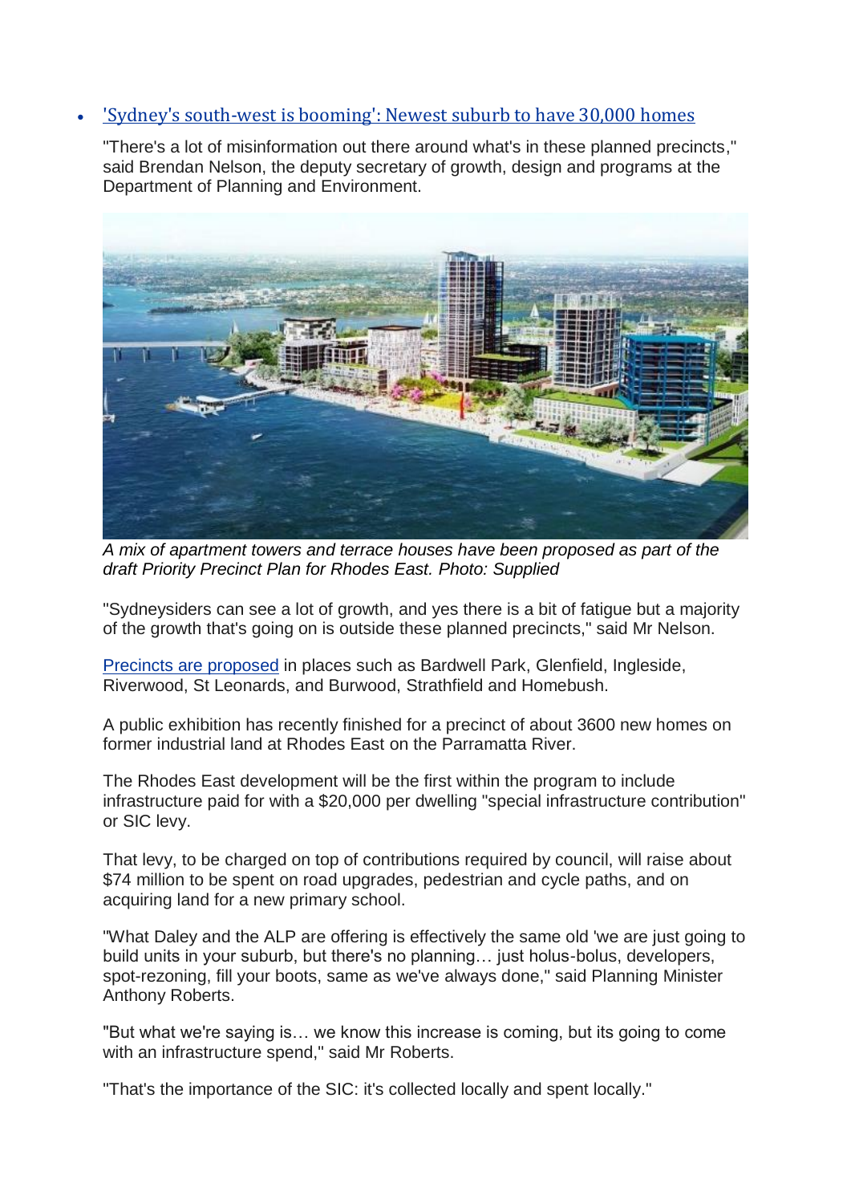- ['Sydney's south-west is booming': Newest suburb to have 30,000 homes]()

"There's a lot of misinformation out there around what's in these planned precincts," said Brendan Nelson, the deputy secretary of growth, design and programs at the Department of Planning and Environment.

*A mix of apartment towers and terrace houses have been proposed as part of the draft Priority Precinct Plan for Rhodes East. Photo: Supplied*

"Sydneysiders can see a lot of growth, and yes there is a bit of fatigue but a majority of the growth that's going on is outside these planned precincts," said Mr Nelson.

[Precincts are proposed]() in places such as Bardwell Park, Glenfield, Ingleside, Riverwood, St Leonards, and Burwood, Strathfield and Homebush.

A public exhibition has recently finished for a precinct of about 3600 new homes on former industrial land at Rhodes East on the Parramatta River.

The Rhodes East development will be the first within the program to include infrastructure paid for with a $20,000 per dwelling "special infrastructure contribution" or SIC levy.

That levy, to be charged on top of contributions required by council, will raise about $74 million to be spent on road upgrades, pedestrian and cycle paths, and on acquiring land for a new primary school.

"What Daley and the ALP are offering is effectively the same old 'we are just going to build units in your suburb, but there's no planning… just holus-bolus, developers, spot-rezoning, fill your boots, same as we've always done," said Planning Minister Anthony Roberts.

"But what we're saying is… we know this increase is coming, but its going to come with an infrastructure spend," said Mr Roberts.

"That's the importance of the SIC: it's collected locally and spent locally."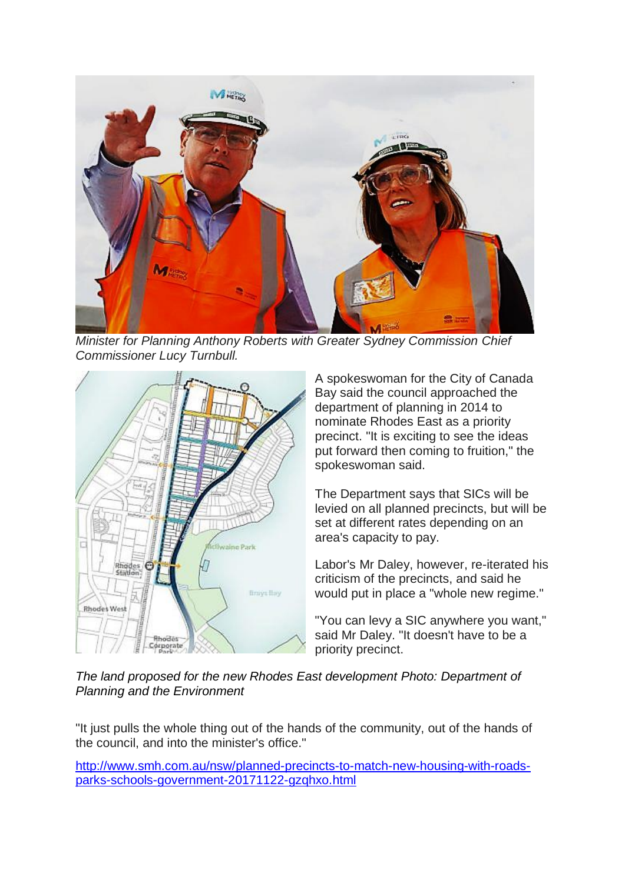*Minister for Planning Anthony Roberts with Greater Sydney Commission Chief Commissioner Lucy Turnbull.*

A spokeswoman for the City of Canada Bay said the council approached the department of planning in 2014 to nominate Rhodes East as a priority precinct. "It is exciting to see the ideas put forward then coming to fruition," the spokeswoman said.

The Department says that SICs will be levied on all planned precincts, but will be set at different rates depending on an area's capacity to pay.

Labor's Mr Daley, however, re-iterated his criticism of the precincts, and said he would put in place a "whole new regime."

"You can levy a SIC anywhere you want," said Mr Daley. "It doesn't have to be a priority precinct.

*The land proposed for the new Rhodes East development Photo: Department of Planning and the Environment*

"It just pulls the whole thing out of the hands of the community, out of the hands of the council, and into the minister's office."

http://www.smh.com.au/nsw/planned-precincts-to-match-new-housing-with-roads-parks-schools-government-20171122-gzqhxo.html